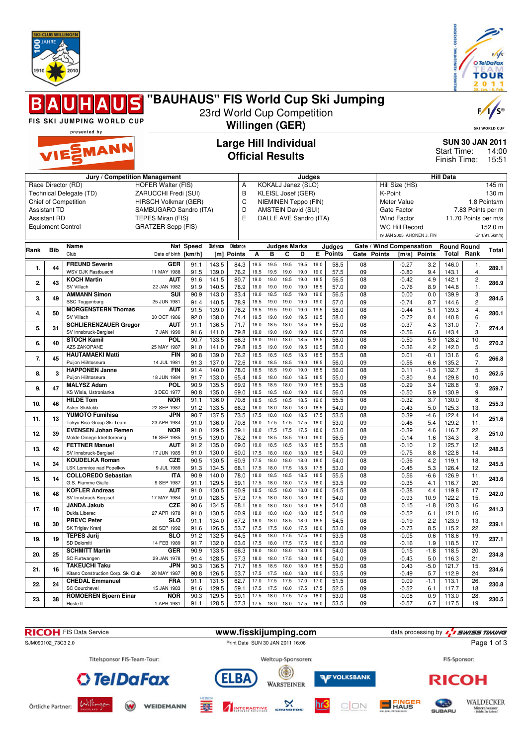# "BAUHAUS" FIS World Cup Ski Jumping

23rd World Cup Competition

**Willingen (GER)**

FIS SKI JUMPING WORLD CUP presented by VIESSMANN

## Large Hill Individual
## Official Results

**SUN 30 JAN 2011**
Start Time: 14:00
Finish Time: 15:51

| Jury / Competition Management | | Judges | | Hill Data | |
|---|---|---|---|---|---|
| Race Director (RD) | HOFER Walter (FIS) | A | KOKALJ Janez (SLO) | Hill Size (HS) | 145 m |
| Technical Delegate (TD) | ZARUCCHI Fredi (SUI) | B | KLEISL Josef (GER) | K-Point | 130 m |
| Chief of Competition | HIRSCH Volkmar (GER) | C | NIEMINEN Teppo (FIN) | Meter Value | 1.8 Points/m |
| Assistant TD | SAMBUGARO Sandro (ITA) | D | AMSTEIN David (SUI) | Gate Factor | 7.83 Points per m |
| Assistant RD | TEPES Miran (FIS) | E | DALLE AVE Sandro (ITA) | Wind Factor | 11.70 Points per m/s |
| Equipment Control | GRATZER Sepp (FIS) | | | WC Hill Record | 152.0 m |
| | | | | (9 JAN 2005 AHONEN J. FIN) | G11/91.5km/h) |

| Rank | Bib | Name / Club | Nat / Date of birth | Speed [km/h] | Distance [m] | Distance Points | A | B | C | D | E | Judges Points | Gate | Gate Points | Wind [m/s] | Wind Points | Round Total | Round Rank | Total |
|---|---|---|---|---|---|---|---|---|---|---|---|---|---|---|---|---|---|---|---|
| 1. | 44 | FREUND Severin | GER | 91.1 | 143.5 | 84.3 | 19.5 | 19.5 | 19.5 | 19.5 | 19.0 | 58.5 | 08 | | -0.27 | 3.2 | 146.0 | 1. | 289.1 |
| | | WSV DJK Rastbuechl | 11 MAY 1988 | 91.5 | 139.0 | 76.2 | 19.5 | 19.5 | 19.0 | 19.0 | 19.0 | 57.5 | 09 | | -0.80 | 9.4 | 143.1 | 4. | |
| 2. | 43 | KOCH Martin | AUT | 91.6 | 141.5 | 80.7 | 19.0 | 19.0 | 18.5 | 19.0 | 18.5 | 56.5 | 08 | | -0.42 | 4.9 | 142.1 | 2. | 286.9 |
| | | SV Villach | 22 JAN 1982 | 91.9 | 140.5 | 78.9 | 19.0 | 19.0 | 19.0 | 19.0 | 19.0 | 57.0 | 09 | | -0.76 | 8.9 | 144.8 | 1. | |
| 3. | 49 | AMMANN Simon | SUI | 90.9 | 143.0 | 83.4 | 19.0 | 18.5 | 19.0 | 19.0 | 19.0 | 56.5 | 08 | | 0.00 | 0.0 | 139.9 | 3. | 284.5 |
| | | SSC Toggenburg | 25 JUN 1981 | 91.4 | 140.5 | 78.9 | 19.5 | 19.0 | 19.0 | 19.0 | 19.0 | 57.0 | 09 | | -0.74 | 8.7 | 144.6 | 2. | |
| 4. | 50 | MORGENSTERN Thomas | AUT | 91.5 | 139.0 | 76.2 | 19.5 | 19.5 | 19.0 | 19.5 | 19.5 | 58.0 | 08 | | -0.44 | 5.1 | 139.3 | 4. | 280.1 |
| | | SV Villach | 30 OCT 1986 | 92.0 | 138.0 | 74.4 | 19.5 | 19.0 | 19.0 | 19.5 | 19.5 | 58.0 | 09 | | -0.72 | 8.4 | 140.8 | 6. | |
| 5. | 31 | SCHLIERENZAUER Gregor | AUT | 91.1 | 136.5 | 71.7 | 18.0 | 18.5 | 18.0 | 18.5 | 18.5 | 55.0 | 08 | | -0.37 | 4.3 | 131.0 | 7. | 274.4 |
| | | SV Innsbruck-Bergisel | 7 JAN 1990 | 91.6 | 141.0 | 79.8 | 19.0 | 19.0 | 19.0 | 19.0 | 19.0 | 57.0 | 09 | | -0.56 | 6.6 | 143.4 | 3. | |
| 6. | 40 | STOCH Kamil | POL | 90.7 | 133.5 | 66.3 | 19.0 | 19.0 | 18.0 | 18.5 | 18.5 | 56.0 | 08 | | -0.50 | 5.9 | 128.2 | 10. | 270.2 |
| | | AZS ZAKOPANE | 25 MAY 1987 | 91.0 | 141.0 | 79.8 | 19.5 | 19.0 | 19.0 | 19.5 | 19.5 | 58.0 | 09 | | -0.36 | 4.2 | 142.0 | 5. | |
| 7. | 45 | HAUTAMAEKI Matti | FIN | 90.8 | 139.0 | 76.2 | 18.5 | 18.5 | 18.5 | 18.5 | 18.5 | 55.5 | 08 | | 0.01 | -0.1 | 131.6 | 6. | 266.8 |
| | | Puijon Hiihtoseura | 14 JUL 1981 | 91.3 | 137.0 | 72.6 | 19.0 | 18.5 | 18.5 | 19.0 | 18.5 | 56.0 | 09 | | -0.56 | 6.6 | 135.2 | 7. | |
| 8. | 3 | HAPPONEN Janne | FIN | 91.4 | 140.0 | 78.0 | 18.5 | 18.5 | 19.0 | 19.0 | 18.5 | 56.0 | 08 | | 0.11 | -1.3 | 132.7 | 5. | 262.5 |
| | | Puijon Hiihtoseura | 18 JUN 1984 | 91.7 | 133.0 | 65.4 | 18.5 | 18.0 | 18.5 | 18.5 | 18.5 | 55.0 | 09 | | -0.80 | 9.4 | 129.8 | 10. | |
| 9. | 47 | MALYSZ Adam | POL | 90.9 | 135.5 | 69.9 | 18.5 | 18.5 | 18.0 | 19.0 | 18.5 | 55.5 | 08 | | -0.29 | 3.4 | 128.8 | 9. | 259.7 |
| | | KS Wisla, Ustronianka | 3 DEC 1977 | 90.8 | 135.0 | 69.0 | 18.5 | 18.5 | 18.0 | 19.0 | 19.0 | 56.0 | 09 | | -0.50 | 5.9 | 130.9 | 9. | |
| 10. | 46 | HILDE Tom | NOR | 91.1 | 136.0 | 70.8 | 18.5 | 18.5 | 18.5 | 18.5 | 19.0 | 55.5 | 08 | | -0.32 | 3.7 | 130.0 | 8. | 255.3 |
| | | Asker Skiklubb | 22 SEP 1987 | 91.2 | 133.5 | 66.3 | 18.0 | 18.0 | 18.0 | 18.0 | 18.0 | 54.0 | 09 | | -0.43 | 5.0 | 125.3 | 13. | |
| 11. | 13 | YUMOTO Fumihisa | JPN | 90.7 | 137.5 | 73.5 | 17.5 | 18.0 | 18.0 | 18.5 | 17.5 | 53.5 | 08 | | 0.39 | -4.6 | 122.4 | 14. | 251.6 |
| | | Tokyo Biso Group Ski Team | 23 APR 1984 | 91.0 | 136.0 | 70.8 | 18.0 | 17.5 | 17.5 | 17.5 | 18.0 | 53.0 | 09 | | -0.46 | 5.4 | 129.2 | 11. | |
| 12. | 39 | EVENSEN Johan Remen | NOR | 91.0 | 129.5 | 59.1 | 18.0 | 17.5 | 17.5 | 17.5 | 18.0 | 53.0 | 08 | | -0.39 | 4.6 | 116.7 | 22. | 251.0 |
| | | Molde Omegn Idrettforening | 16 SEP 1985 | 91.5 | 139.0 | 76.2 | 19.0 | 18.5 | 18.5 | 19.0 | 19.0 | 56.5 | 09 | | -0.14 | 1.6 | 134.3 | 8. | |
| 13. | 42 | FETTNER Manuel | AUT | 91.2 | 135.0 | 69.0 | 19.0 | 18.5 | 18.5 | 18.5 | 18.5 | 55.5 | 08 | | -0.10 | 1.2 | 125.7 | 12. | 248.5 |
| | | SV Innsbruck-Bergisel | 17 JUN 1985 | 91.0 | 130.0 | 60.0 | 17.5 | 18.0 | 18.0 | 18.0 | 18.5 | 54.0 | 09 | | -0.75 | 8.8 | 122.8 | 14. | |
| 14. | 34 | KOUDELKA Roman | CZE | 90.5 | 130.5 | 60.9 | 17.5 | 18.0 | 18.0 | 18.0 | 18.0 | 54.0 | 08 | | -0.36 | 4.2 | 119.1 | 18. | 245.5 |
| | | LSK Lomnice nad Popelkov | 9 JUL 1989 | 91.3 | 134.5 | 68.1 | 17.5 | 18.0 | 17.5 | 18.5 | 17.5 | 53.0 | 09 | | -0.45 | 5.3 | 126.4 | 12. | |
| 15. | 14 | COLLOREDO Sebastian | ITA | 90.9 | 140.0 | 78.0 | 18.0 | 18.5 | 18.5 | 18.5 | 18.5 | 55.5 | 08 | | 0.56 | -6.6 | 126.9 | 11. | 243.6 |
| | | G.S. Fiamme Gialle | 9 SEP 1987 | 91.1 | 129.5 | 59.1 | 17.5 | 18.0 | 18.0 | 17.5 | 18.0 | 53.5 | 09 | | -0.35 | 4.1 | 116.7 | 20. | |
| 16. | 48 | KOFLER Andreas | AUT | 91.0 | 130.5 | 60.9 | 18.5 | 18.5 | 18.0 | 18.0 | 18.0 | 54.5 | 08 | | -0.38 | 4.4 | 119.8 | 17. | 242.0 |
| | | SV Innsbruck-Bergisel | 17 MAY 1984 | 91.0 | 128.5 | 57.3 | 17.5 | 18.0 | 18.0 | 18.0 | 18.0 | 54.0 | 09 | | -0.93 | 10.9 | 122.2 | 15. | |
| 17. | 18 | JANDA Jakub | CZE | 90.6 | 134.5 | 68.1 | 18.0 | 18.0 | 18.0 | 18.0 | 18.5 | 54.0 | 08 | | 0.15 | -1.8 | 120.3 | 16. | 241.3 |
| | | Dukla Liberec | 27 APR 1978 | 91.0 | 130.5 | 60.9 | 18.0 | 18.0 | 18.0 | 18.0 | 18.0 | 54.0 | 09 | | -0.52 | 6.1 | 121.0 | 16. | |
| 18. | 30 | PREVC Peter | SLO | 91.1 | 134.0 | 67.2 | 18.0 | 18.0 | 18.5 | 18.0 | 18.0 | 54.5 | 08 | | -0.19 | 2.2 | 123.9 | 13. | 239.1 |
| | | SK Triglav Kranj | 20 SEP 1992 | 91.6 | 126.5 | 53.7 | 17.5 | 17.5 | 18.0 | 17.5 | 18.0 | 53.0 | 09 | | -0.73 | 8.5 | 115.2 | 22. | |
| 19. | 19 | TEPES Jurij | SLO | 91.2 | 132.5 | 64.5 | 18.0 | 18.0 | 17.5 | 17.5 | 18.0 | 53.5 | 08 | | -0.05 | 0.6 | 118.6 | 19. | 237.1 |
| | | SD Dolomiti | 14 FEB 1989 | 91.7 | 132.0 | 63.6 | 17.5 | 18.0 | 17.5 | 17.5 | 18.0 | 53.0 | 09 | | -0.16 | 1.9 | 118.5 | 17. | |
| 20. | 25 | SCHMITT Martin | GER | 90.9 | 133.5 | 66.3 | 18.0 | 18.0 | 18.0 | 18.0 | 18.0 | 54.0 | 08 | | 0.15 | -1.8 | 118.5 | 20. | 234.8 |
| | | SC Furtwangen | 29 JAN 1978 | 91.4 | 128.5 | 57.3 | 18.0 | 18.0 | 17.5 | 18.0 | 18.0 | 54.0 | 09 | | -0.43 | 5.0 | 116.3 | 21. | |
| 21. | 16 | TAKEUCHI Taku | JPN | 90.3 | 136.5 | 71.7 | 18.5 | 18.5 | 18.0 | 18.0 | 18.5 | 55.0 | 08 | | 0.43 | -5.0 | 121.7 | 15. | 234.6 |
| | | Kitano Construction Corp. Ski Club | 20 MAY 1987 | 90.8 | 126.5 | 53.7 | 17.5 | 17.5 | 18.0 | 18.0 | 18.0 | 53.5 | 09 | | -0.49 | 5.7 | 112.9 | 24. | |
| 22. | 24 | CHEDAL Emmanuel | FRA | 91.1 | 131.5 | 62.7 | 17.0 | 17.5 | 17.5 | 17.0 | 17.0 | 51.5 | 08 | | 0.09 | -1.1 | 113.1 | 26. | 230.8 |
| | | SC Courchevel | 15 JAN 1983 | 91.6 | 129.5 | 59.1 | 17.5 | 17.5 | 18.0 | 17.5 | 17.5 | 52.5 | 09 | | -0.52 | 6.1 | 117.7 | 18. | |
| 23. | 38 | ROMOEREN Bjoern Einar | NOR | 90.3 | 129.5 | 59.1 | 17.5 | 18.0 | 17.5 | 17.5 | 18.0 | 53.0 | 08 | | -0.08 | 0.9 | 113.0 | 28. | 230.5 |
| | | Hosle IL | 1 APR 1981 | 91.1 | 128.5 | 57.3 | 17.5 | 18.0 | 18.0 | 17.5 | 18.0 | 53.5 | 09 | | -0.57 | 6.7 | 117.5 | 19. | |

RICOH FIS Data Service | www.fisskijumping.com | data processing by SWISS TIMING

SJM090102_73C3 2.0 | Print Date SUN 30 JAN 2011 16:06

Titelsponsor FIS-Team-Tour: TelDaFax | Weltcup-Sponsoren: ELBA, Warsteiner, Volksbank | FIS-Sponsor: RICOH

Örtliche Partner: Willingen, Weidemann, Hessen, Interactive, Grundfos, hr3, CION, Fingerhaus, Subaru, Waldecker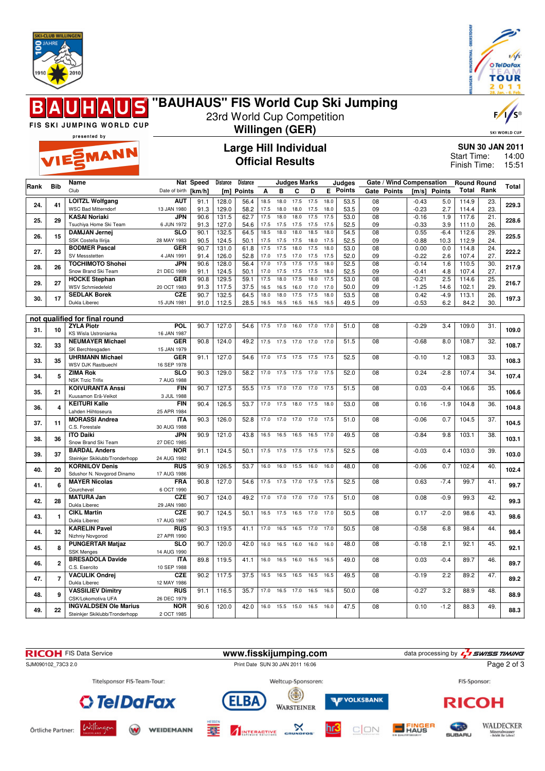# "BAUHAUS" FIS World Cup Ski Jumping

23rd World Cup Competition

**Willingen (GER)**

## Large Hill Individual
## Official Results

**SUN 30 JAN 2011**
Start Time: 14:00
Finish Time: 15:51

| Rank | Bib | Name / Club | Nat / Date of birth | Speed [km/h] | Distance [m] | Distance Points | A | B | C | D | E | Judges Points | Gate | Gate Points | Wind [m/s] | Wind Points | Round Total | Round Rank | Total |
|---|---|---|---|---|---|---|---|---|---|---|---|---|---|---|---|---|---|---|---|
| 24. | 41 | LOITZL Wolfgang / WSC Bad Mitterndorf | AUT / 13 JAN 1980 | 91.1 | 128.0 | 56.4 | 18.5 | 18.0 | 17.5 | 17.5 | 18.0 | 53.5 | 08 | | -0.43 | 5.0 | 114.9 | 23. | 229.3 |
| | | | | 91.3 | 129.0 | 58.2 | 17.5 | 18.0 | 18.0 | 17.5 | 18.0 | 53.5 | 09 | | -0.23 | 2.7 | 114.4 | 23. | |
| 25. | 29 | KASAI Noriaki / Tsuchiya Home Ski Team | JPN / 6 JUN 1972 | 90.6 | 131.5 | 62.7 | 17.5 | 18.0 | 18.0 | 17.5 | 17.5 | 53.0 | 08 | | -0.16 | 1.9 | 117.6 | 21. | 228.6 |
| | | | | 91.3 | 127.0 | 54.6 | 17.5 | 17.5 | 17.5 | 17.5 | 17.5 | 52.5 | 09 | | -0.33 | 3.9 | 111.0 | 26. | |
| 26. | 15 | DAMJAN Jernej / SSK Costella Ilirija | SLO / 28 MAY 1983 | 90.1 | 132.5 | 64.5 | 18.5 | 18.0 | 18.0 | 18.5 | 18.0 | 54.5 | 08 | | 0.55 | -6.4 | 112.6 | 29. | 225.5 |
| | | | | 90.5 | 124.5 | 50.1 | 17.5 | 17.5 | 17.5 | 18.0 | 17.5 | 52.5 | 09 | | -0.88 | 10.3 | 112.9 | 24. | |
| 27. | 23 | BODMER Pascal / SV Messstetten | GER / 4 JAN 1991 | 90.7 | 131.0 | 61.8 | 17.5 | 18.0 | 17.5 | 17.5 | 18.0 | 53.0 | 08 | | 0.00 | 0.0 | 114.8 | 24. | 222.2 |
| | | | | 91.4 | 126.0 | 52.8 | 17.0 | 17.5 | 17.0 | 17.5 | 17.5 | 52.0 | 09 | | -0.22 | 2.6 | 107.4 | 27. | |
| 28. | 26 | TOCHIMOTO Shohei / Snow Brand Ski Team | JPN / 21 DEC 1989 | 90.6 | 128.0 | 56.4 | 17.0 | 17.5 | 17.5 | 17.5 | 18.0 | 52.5 | 08 | | -0.14 | 1.6 | 110.5 | 30. | 217.9 |
| | | | | 91.1 | 124.5 | 50.1 | 17.0 | 17.5 | 17.5 | 17.5 | 18.0 | 52.5 | 09 | | -0.41 | 4.8 | 107.4 | 27. | |
| 29. | 27 | HOCKE Stephan / WSV Schmiedefeld | GER / 20 OCT 1983 | 90.8 | 129.5 | 59.1 | 17.5 | 18.0 | 17.5 | 18.0 | 17.5 | 53.0 | 08 | | -0.21 | 2.5 | 114.6 | 25. | 216.7 |
| | | | | 91.3 | 117.5 | 37.5 | 16.5 | 16.5 | 16.0 | 17.0 | 17.0 | 50.0 | 09 | | -1.25 | 14.6 | 102.1 | 29. | |
| 30. | 17 | SEDLAK Borek / Dukla Liberec | CZE / 15 JUN 1981 | 90.7 | 132.5 | 64.5 | 18.0 | 18.0 | 17.5 | 17.5 | 18.0 | 53.5 | 08 | | 0.42 | -4.9 | 113.1 | 26. | 197.3 |
| | | | | 91.0 | 112.5 | 28.5 | 16.5 | 16.5 | 16.5 | 16.5 | 16.5 | 49.5 | 09 | | -0.53 | 6.2 | 84.2 | 30. | |

**not qualified for final round**

| Rank | Bib | Name / Club | Nat / Date of birth | Speed [km/h] | Distance [m] | Distance Points | A | B | C | D | E | Judges Points | Gate | Gate Points | Wind [m/s] | Wind Points | Round Total | Round Rank | Total |
|---|---|---|---|---|---|---|---|---|---|---|---|---|---|---|---|---|---|---|---|
| 31. | 10 | ZYLA Piotr / KS Wisla Ustronianka | POL / 16 JAN 1987 | 90.7 | 127.0 | 54.6 | 17.5 | 17.0 | 16.0 | 17.0 | 17.0 | 51.0 | 08 | | -0.29 | 3.4 | 109.0 | 31. | 109.0 |
| 32. | 33 | NEUMAYER Michael / SK Berchtesgaden | GER / 15 JAN 1979 | 90.8 | 124.0 | 49.2 | 17.5 | 17.5 | 17.0 | 17.0 | 17.0 | 51.5 | 08 | | -0.68 | 8.0 | 108.7 | 32. | 108.7 |
| 33. | 35 | UHRMANN Michael / WSV DJK Rastbuechl | GER / 16 SEP 1978 | 91.1 | 127.0 | 54.6 | 17.0 | 17.5 | 17.5 | 17.5 | 17.5 | 52.5 | 08 | | -0.10 | 1.2 | 108.3 | 33. | 108.3 |
| 34. | 5 | ZIMA Rok / NSK Trzic Trifix | SLO / 7 AUG 1988 | 90.3 | 129.0 | 58.2 | 17.0 | 17.5 | 17.5 | 17.0 | 17.5 | 52.0 | 08 | | 0.24 | -2.8 | 107.4 | 34. | 107.4 |
| 35. | 21 | KOIVURANTA Anssi / Kuusamon Erä-Veikot | FIN / 3 JUL 1988 | 90.7 | 127.5 | 55.5 | 17.5 | 17.0 | 17.0 | 17.0 | 17.5 | 51.5 | 08 | | 0.03 | -0.4 | 106.6 | 35. | 106.6 |
| 36. | 4 | KEITURI Kalle / Lahden Hiihtoseura | FIN / 25 APR 1984 | 90.4 | 126.5 | 53.7 | 17.0 | 17.5 | 18.0 | 17.5 | 18.0 | 53.0 | 08 | | 0.16 | -1.9 | 104.8 | 36. | 104.8 |
| 37. | 11 | MORASSI Andrea / C.S. Forestale | ITA / 30 AUG 1988 | 90.3 | 126.0 | 52.8 | 17.0 | 17.0 | 17.0 | 17.0 | 17.5 | 51.0 | 08 | | -0.06 | 0.7 | 104.5 | 37. | 104.5 |
| 38. | 36 | ITO Daiki / Snow Brand Ski Team | JPN / 27 DEC 1985 | 90.9 | 121.0 | 43.8 | 16.5 | 16.5 | 16.5 | 16.5 | 17.0 | 49.5 | 08 | | -0.84 | 9.8 | 103.1 | 38. | 103.1 |
| 39. | 37 | BARDAL Anders / Steinkjer Skiklubb/Tronderhopp | NOR / 24 AUG 1982 | 91.1 | 124.5 | 50.1 | 17.5 | 17.5 | 17.5 | 17.5 | 17.5 | 52.5 | 08 | | -0.03 | 0.4 | 103.0 | 39. | 103.0 |
| 40. | 20 | KORNILOV Denis / Sdushor N. Novgorod Dinamo | RUS / 17 AUG 1986 | 90.9 | 126.5 | 53.7 | 16.0 | 16.0 | 15.5 | 16.0 | 16.0 | 48.0 | 08 | | -0.06 | 0.7 | 102.4 | 40. | 102.4 |
| 41. | 6 | MAYER Nicolas / Courchevel | FRA / 6 OCT 1990 | 90.8 | 127.0 | 54.6 | 17.5 | 17.5 | 17.0 | 17.5 | 17.5 | 52.5 | 08 | | 0.63 | -7.4 | 99.7 | 41. | 99.7 |
| 42. | 28 | MATURA Jan / Dukla Liberec | CZE / 29 JAN 1980 | 90.7 | 124.0 | 49.2 | 17.0 | 17.0 | 17.0 | 17.0 | 17.5 | 51.0 | 08 | | 0.08 | -0.9 | 99.3 | 42. | 99.3 |
| 43. | 1 | CIKL Martin / Dukla Liberec | CZE / 17 AUG 1987 | 90.7 | 124.5 | 50.1 | 16.5 | 17.5 | 16.5 | 17.0 | 17.0 | 50.5 | 08 | | 0.17 | -2.0 | 98.6 | 43. | 98.6 |
| 44. | 32 | KARELIN Pavel / Nizhniy Novgorod | RUS / 27 APR 1990 | 90.3 | 119.5 | 41.1 | 17.0 | 16.5 | 16.5 | 17.0 | 17.0 | 50.5 | 08 | | -0.58 | 6.8 | 98.4 | 44. | 98.4 |
| 45. | 8 | PUNGERTAR Matjaz / SSK Menges | SLO / 14 AUG 1990 | 90.7 | 120.0 | 42.0 | 16.0 | 16.5 | 16.0 | 16.0 | 16.0 | 48.0 | 08 | | -0.18 | 2.1 | 92.1 | 45. | 92.1 |
| 46. | 2 | BRESADOLA Davide / C.S. Esercito | ITA / 10 SEP 1988 | 89.8 | 119.5 | 41.1 | 16.0 | 16.5 | 16.0 | 16.5 | 16.5 | 49.0 | 08 | | 0.03 | -0.4 | 89.7 | 46. | 89.7 |
| 47. | 7 | VACULIK Ondrej / Dukla Liberec | CZE / 12 MAY 1986 | 90.2 | 117.5 | 37.5 | 16.5 | 16.5 | 16.5 | 16.5 | 16.5 | 49.5 | 08 | | -0.19 | 2.2 | 89.2 | 47. | 89.2 |
| 48. | 9 | VASSILIEV Dimitry / CSK/Lokomotiva UFA | RUS / 26 DEC 1979 | 91.1 | 116.5 | 35.7 | 17.0 | 16.5 | 17.0 | 16.5 | 16.5 | 50.0 | 08 | | -0.27 | 3.2 | 88.9 | 48. | 88.9 |
| 49. | 22 | INGVALDSEN Ole Marius / Steinkjer Skiklubb/Tronderhopp | NOR / 2 OCT 1985 | 90.6 | 120.0 | 42.0 | 16.0 | 15.5 | 15.0 | 16.5 | 16.0 | 47.5 | 08 | | 0.10 | -1.2 | 88.3 | 49. | 88.3 |

RICOH FIS Data Service — www.fisskijumping.com — data processing by SWISS TIMING

SJM090102_73C3 2.0 — Print Date SUN 30 JAN 2011 16:06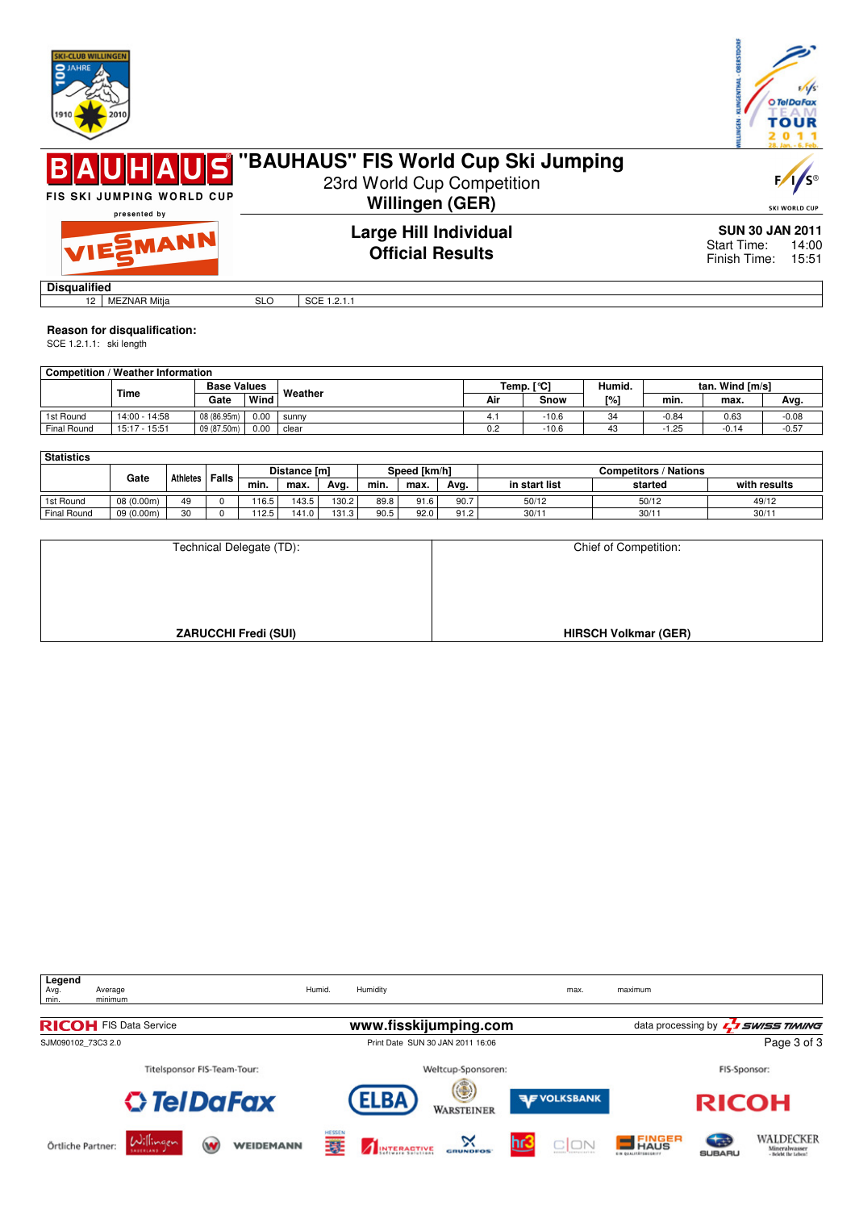# "BAUHAUS" FIS World Cup Ski Jumping

23rd World Cup Competition

**Willingen (GER)**

## Large Hill Individual
## Official Results

**SUN 30 JAN 2011**
Start Time: 14:00
Finish Time: 15:51

**Disqualified**

| | | | |
|---|---|---|---|
| 12 | MEZNAR Mitja | SLO | SCE 1.2.1.1 |

**Reason for disqualification:**

SCE 1.2.1.1: ski length

**Competition / Weather Information**

| | Time | Base Values | | Weather | Temp. [°C] | | Humid. | tan. Wind [m/s] | | |
|---|---|---|---|---|---|---|---|---|---|---|
| | | Gate | Wind | | Air | Snow | [%] | min. | max. | Avg. |
| 1st Round | 14:00 - 14:58 | 08 (86.95m) | 0.00 | sunny | 4.1 | -10.6 | 34 | -0.84 | 0.63 | -0.08 |
| Final Round | 15:17 - 15:51 | 09 (87.50m) | 0.00 | clear | 0.2 | -10.6 | 43 | -1.25 | -0.14 | -0.57 |

**Statistics**

| | Gate | Athletes | Falls | Distance [m] | | | Speed [km/h] | | | Competitors / Nations | | |
|---|---|---|---|---|---|---|---|---|---|---|---|---|
| | | | | min. | max. | Avg. | min. | max. | Avg. | in start list | started | with results |
| 1st Round | 08 (0.00m) | 49 | 0 | 116.5 | 143.5 | 130.2 | 89.8 | 91.6 | 90.7 | 50/12 | 50/12 | 49/12 |
| Final Round | 09 (0.00m) | 30 | 0 | 112.5 | 141.0 | 131.3 | 90.5 | 92.0 | 91.2 | 30/11 | 30/11 | 30/11 |

| Technical Delegate (TD): | Chief of Competition: |
|---|---|
| **ZARUCCHI Fredi (SUI)** | **HIRSCH Volkmar (GER)** |

**Legend**

| | | | | | |
|---|---|---|---|---|---|
| Avg. | Average | Humid. | Humidity | max. | maximum |
| min. | minimum | | | | |

RICOH FIS Data Service — www.fisskijumping.com — data processing by SWISS TIMING

SJM090102_73C3 2.0 — Print Date SUN 30 JAN 2011 16:06